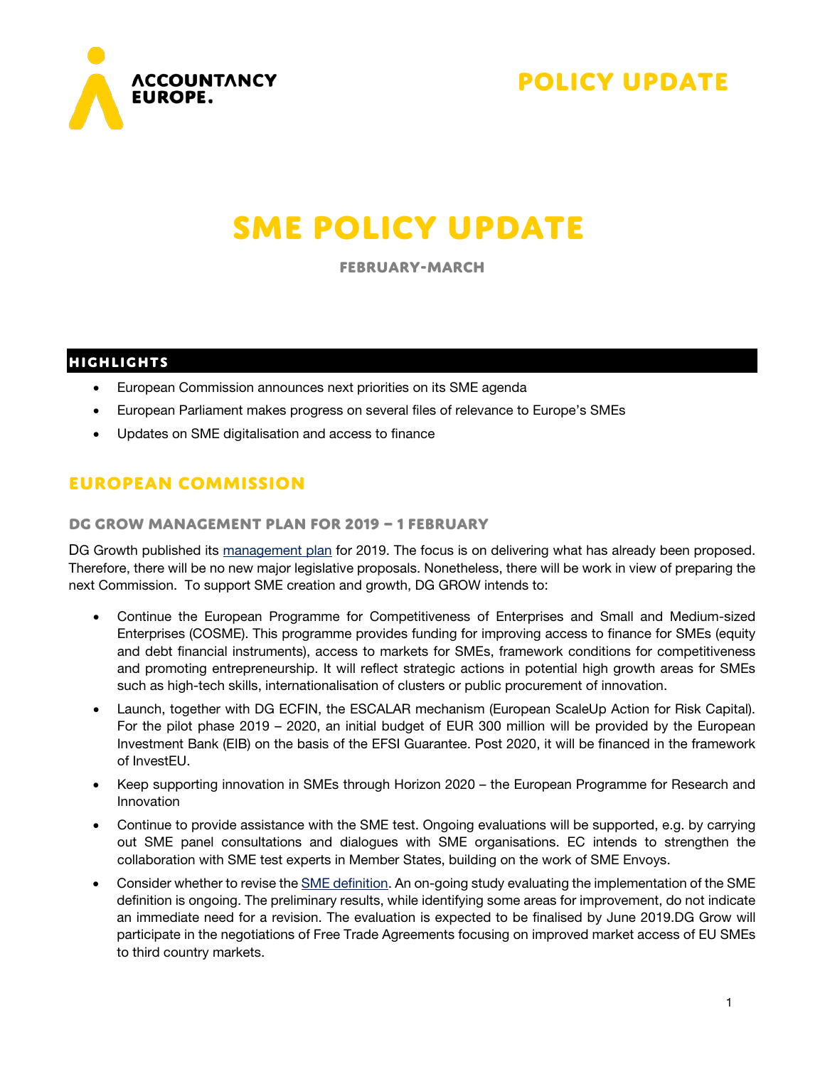# POLICY UPDATE

# SME POLICY UPDATE

FEBRUARY-MARCH

## HIGHLIGHTS

- European Commission announces next priorities on its SME agenda
- European Parliament makes progress on several files of relevance to Europe's SMEs
- Updates on SME digitalisation and access to finance

## EUROPEAN COMMISSION

### DG GROW MANAGEMENT PLAN FOR 2019 – 1 FEBRUARY

DG Growth published its management plan for 2019. The focus is on delivering what has already been proposed. Therefore, there will be no new major legislative proposals. Nonetheless, there will be work in view of preparing the next Commission. To support SME creation and growth, DG GROW intends to:

- Continue the European Programme for Competitiveness of Enterprises and Small and Medium-sized Enterprises (COSME). This programme provides funding for improving access to finance for SMEs (equity and debt financial instruments), access to markets for SMEs, framework conditions for competitiveness and promoting entrepreneurship. It will reflect strategic actions in potential high growth areas for SMEs such as high-tech skills, internationalisation of clusters or public procurement of innovation.
- Launch, together with DG ECFIN, the ESCALAR mechanism (European ScaleUp Action for Risk Capital). For the pilot phase 2019 – 2020, an initial budget of EUR 300 million will be provided by the European Investment Bank (EIB) on the basis of the EFSI Guarantee. Post 2020, it will be financed in the framework of InvestEU.
- Keep supporting innovation in SMEs through Horizon 2020 – the European Programme for Research and Innovation
- Continue to provide assistance with the SME test. Ongoing evaluations will be supported, e.g. by carrying out SME panel consultations and dialogues with SME organisations. EC intends to strengthen the collaboration with SME test experts in Member States, building on the work of SME Envoys.
- Consider whether to revise the SME definition. An on-going study evaluating the implementation of the SME definition is ongoing. The preliminary results, while identifying some areas for improvement, do not indicate an immediate need for a revision. The evaluation is expected to be finalised by June 2019.DG Grow will participate in the negotiations of Free Trade Agreements focusing on improved market access of EU SMEs to third country markets.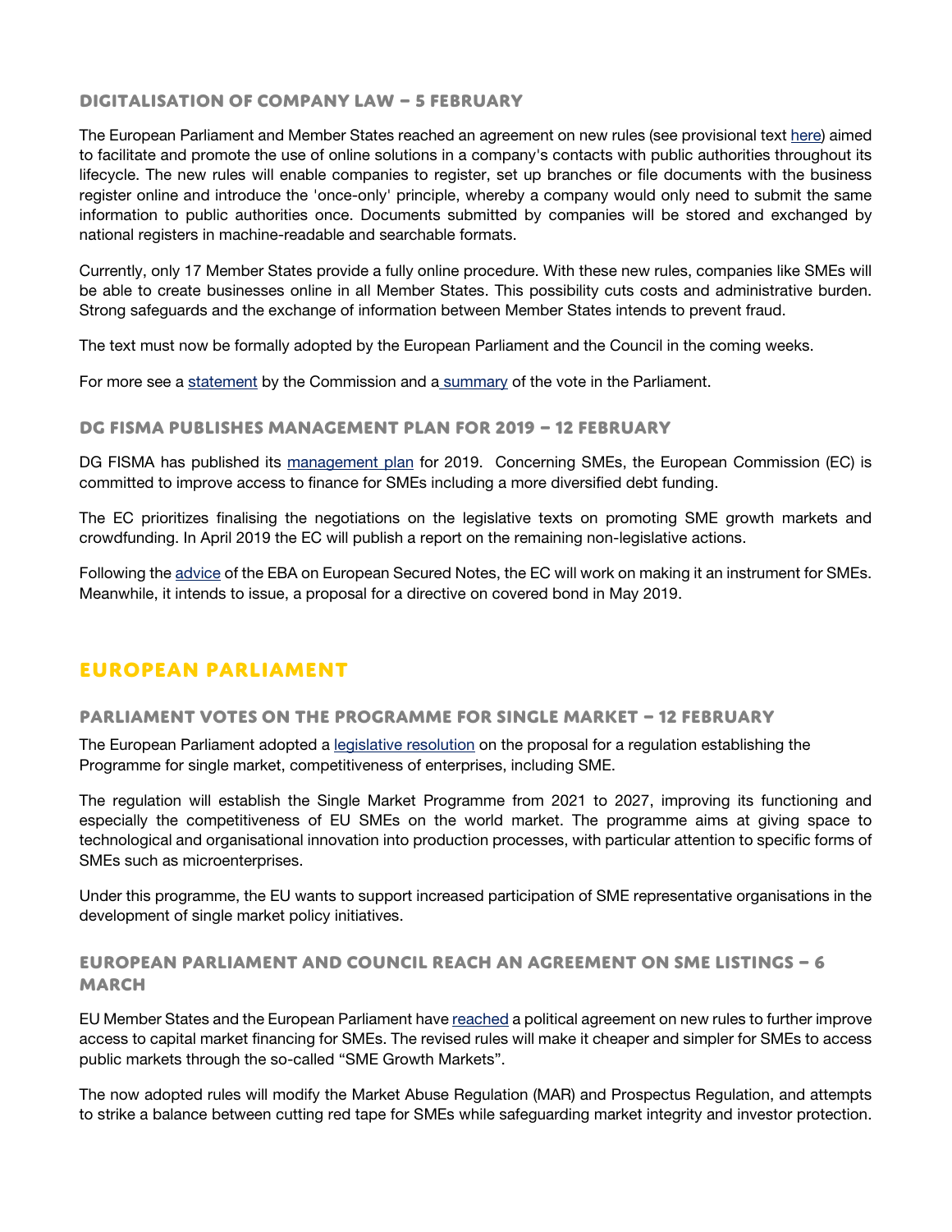### DIGITALISATION OF COMPANY LAW – 5 FEBRUARY

The European Parliament and Member States reached an agreement on new rules (see provisional text here) aimed to facilitate and promote the use of online solutions in a company's contacts with public authorities throughout its lifecycle. The new rules will enable companies to register, set up branches or file documents with the business register online and introduce the 'once-only' principle, whereby a company would only need to submit the same information to public authorities once. Documents submitted by companies will be stored and exchanged by national registers in machine-readable and searchable formats.

Currently, only 17 Member States provide a fully online procedure. With these new rules, companies like SMEs will be able to create businesses online in all Member States. This possibility cuts costs and administrative burden. Strong safeguards and the exchange of information between Member States intends to prevent fraud.

The text must now be formally adopted by the European Parliament and the Council in the coming weeks.

For more see a statement by the Commission and a summary of the vote in the Parliament.

### DG FISMA PUBLISHES MANAGEMENT PLAN FOR 2019 – 12 FEBRUARY

DG FISMA has published its management plan for 2019. Concerning SMEs, the European Commission (EC) is committed to improve access to finance for SMEs including a more diversified debt funding.

The EC prioritizes finalising the negotiations on the legislative texts on promoting SME growth markets and crowdfunding. In April 2019 the EC will publish a report on the remaining non-legislative actions.

Following the advice of the EBA on European Secured Notes, the EC will work on making it an instrument for SMEs. Meanwhile, it intends to issue, a proposal for a directive on covered bond in May 2019.

## EUROPEAN PARLIAMENT

### PARLIAMENT VOTES ON THE PROGRAMME FOR SINGLE MARKET – 12 FEBRUARY

The European Parliament adopted a legislative resolution on the proposal for a regulation establishing the Programme for single market, competitiveness of enterprises, including SME.

The regulation will establish the Single Market Programme from 2021 to 2027, improving its functioning and especially the competitiveness of EU SMEs on the world market. The programme aims at giving space to technological and organisational innovation into production processes, with particular attention to specific forms of SMEs such as microenterprises.

Under this programme, the EU wants to support increased participation of SME representative organisations in the development of single market policy initiatives.

### EUROPEAN PARLIAMENT AND COUNCIL REACH AN AGREEMENT ON SME LISTINGS – 6 MARCH

EU Member States and the European Parliament have reached a political agreement on new rules to further improve access to capital market financing for SMEs. The revised rules will make it cheaper and simpler for SMEs to access public markets through the so-called "SME Growth Markets".

The now adopted rules will modify the Market Abuse Regulation (MAR) and Prospectus Regulation, and attempts to strike a balance between cutting red tape for SMEs while safeguarding market integrity and investor protection.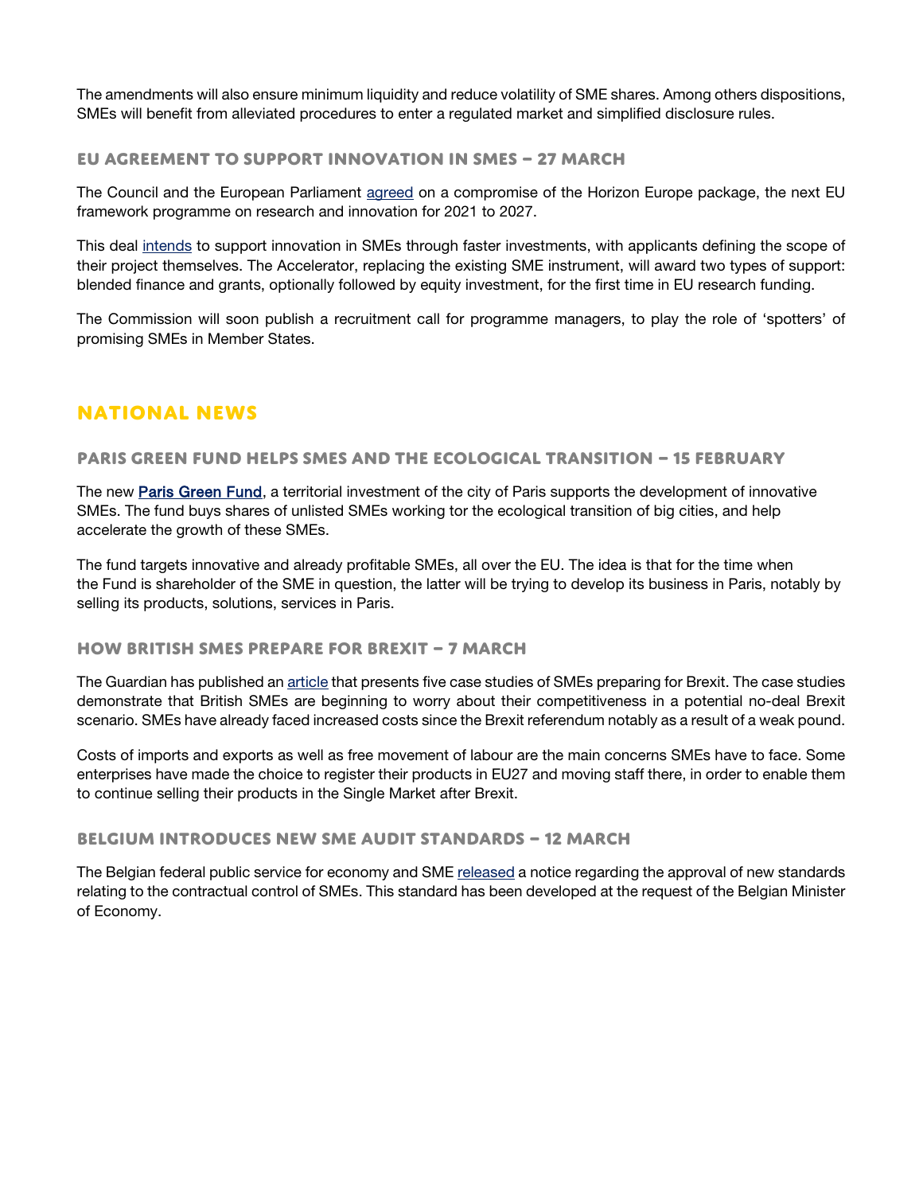The amendments will also ensure minimum liquidity and reduce volatility of SME shares. Among others dispositions, SMEs will benefit from alleviated procedures to enter a regulated market and simplified disclosure rules.

### EU AGREEMENT TO SUPPORT INNOVATION IN SMES – 27 MARCH

The Council and the European Parliament agreed on a compromise of the Horizon Europe package, the next EU framework programme on research and innovation for 2021 to 2027.

This deal intends to support innovation in SMEs through faster investments, with applicants defining the scope of their project themselves. The Accelerator, replacing the existing SME instrument, will award two types of support: blended finance and grants, optionally followed by equity investment, for the first time in EU research funding.

The Commission will soon publish a recruitment call for programme managers, to play the role of 'spotters' of promising SMEs in Member States.

## NATIONAL NEWS

### PARIS GREEN FUND HELPS SMES AND THE ECOLOGICAL TRANSITION – 15 FEBRUARY

The new **Paris Green Fund**, a territorial investment of the city of Paris supports the development of innovative SMEs. The fund buys shares of unlisted SMEs working tor the ecological transition of big cities, and help accelerate the growth of these SMEs.

The fund targets innovative and already profitable SMEs, all over the EU. The idea is that for the time when the Fund is shareholder of the SME in question, the latter will be trying to develop its business in Paris, notably by selling its products, solutions, services in Paris.

### HOW BRITISH SMES PREPARE FOR BREXIT – 7 MARCH

The Guardian has published an article that presents five case studies of SMEs preparing for Brexit. The case studies demonstrate that British SMEs are beginning to worry about their competitiveness in a potential no-deal Brexit scenario. SMEs have already faced increased costs since the Brexit referendum notably as a result of a weak pound.

Costs of imports and exports as well as free movement of labour are the main concerns SMEs have to face. Some enterprises have made the choice to register their products in EU27 and moving staff there, in order to enable them to continue selling their products in the Single Market after Brexit.

### BELGIUM INTRODUCES NEW SME AUDIT STANDARDS – 12 MARCH

The Belgian federal public service for economy and SME released a notice regarding the approval of new standards relating to the contractual control of SMEs. This standard has been developed at the request of the Belgian Minister of Economy.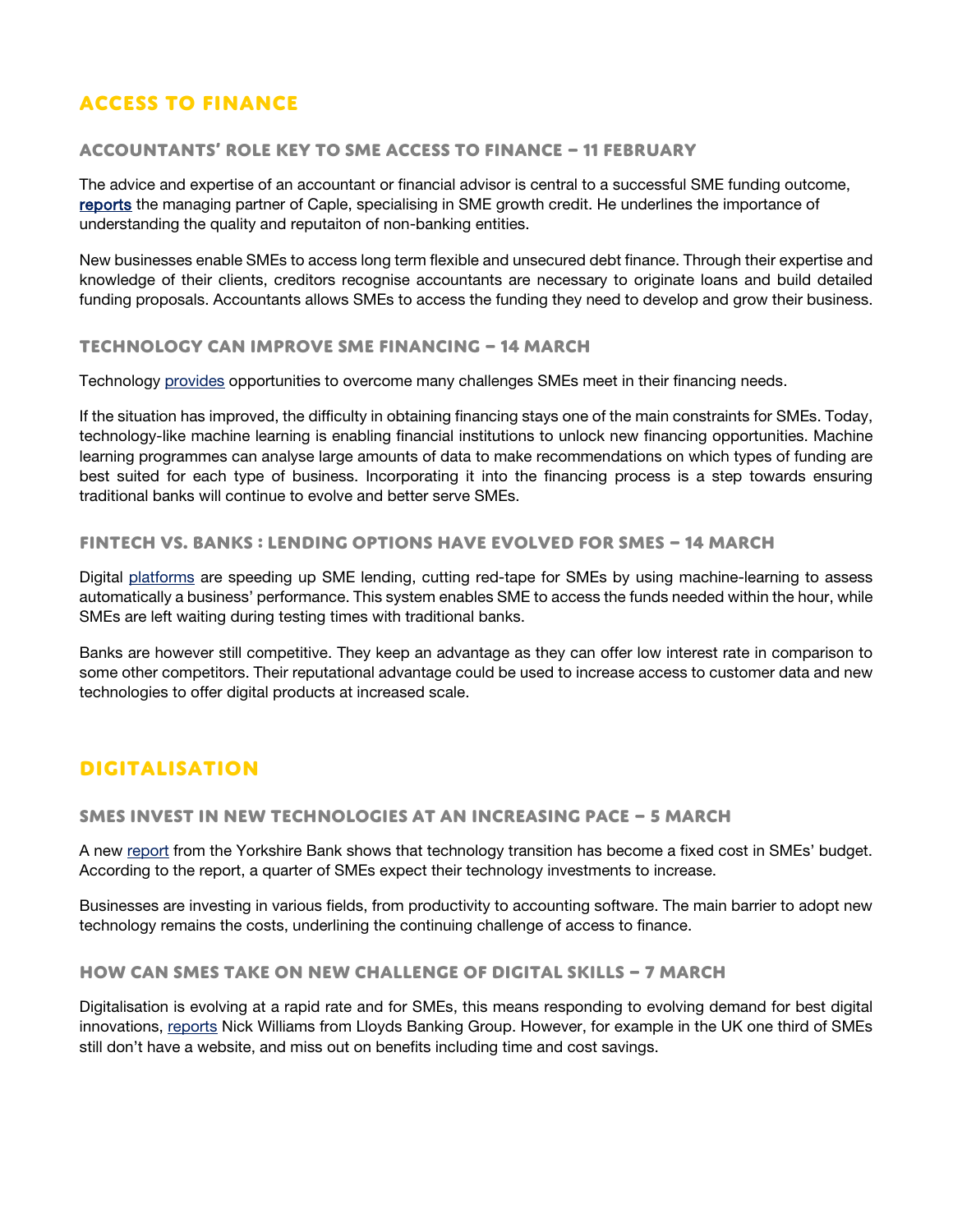## ACCESS TO FINANCE

### ACCOUNTANTS' ROLE KEY TO SME ACCESS TO FINANCE – 11 FEBRUARY

The advice and expertise of an accountant or financial advisor is central to a successful SME funding outcome, reports the managing partner of Caple, specialising in SME growth credit. He underlines the importance of understanding the quality and reputaiton of non-banking entities.

New businesses enable SMEs to access long term flexible and unsecured debt finance. Through their expertise and knowledge of their clients, creditors recognise accountants are necessary to originate loans and build detailed funding proposals. Accountants allows SMEs to access the funding they need to develop and grow their business.

### TECHNOLOGY CAN IMPROVE SME FINANCING – 14 MARCH

Technology provides opportunities to overcome many challenges SMEs meet in their financing needs.

If the situation has improved, the difficulty in obtaining financing stays one of the main constraints for SMEs. Today, technology-like machine learning is enabling financial institutions to unlock new financing opportunities. Machine learning programmes can analyse large amounts of data to make recommendations on which types of funding are best suited for each type of business. Incorporating it into the financing process is a step towards ensuring traditional banks will continue to evolve and better serve SMEs.

### FINTECH VS. BANKS : LENDING OPTIONS HAVE EVOLVED FOR SMES – 14 MARCH

Digital platforms are speeding up SME lending, cutting red-tape for SMEs by using machine-learning to assess automatically a business' performance. This system enables SME to access the funds needed within the hour, while SMEs are left waiting during testing times with traditional banks.

Banks are however still competitive. They keep an advantage as they can offer low interest rate in comparison to some other competitors. Their reputational advantage could be used to increase access to customer data and new technologies to offer digital products at increased scale.

## DIGITALISATION

### SMES INVEST IN NEW TECHNOLOGIES AT AN INCREASING PACE – 5 MARCH

A new report from the Yorkshire Bank shows that technology transition has become a fixed cost in SMEs' budget. According to the report, a quarter of SMEs expect their technology investments to increase.

Businesses are investing in various fields, from productivity to accounting software. The main barrier to adopt new technology remains the costs, underlining the continuing challenge of access to finance.

### HOW CAN SMES TAKE ON NEW CHALLENGE OF DIGITAL SKILLS – 7 MARCH

Digitalisation is evolving at a rapid rate and for SMEs, this means responding to evolving demand for best digital innovations, reports Nick Williams from Lloyds Banking Group. However, for example in the UK one third of SMEs still don't have a website, and miss out on benefits including time and cost savings.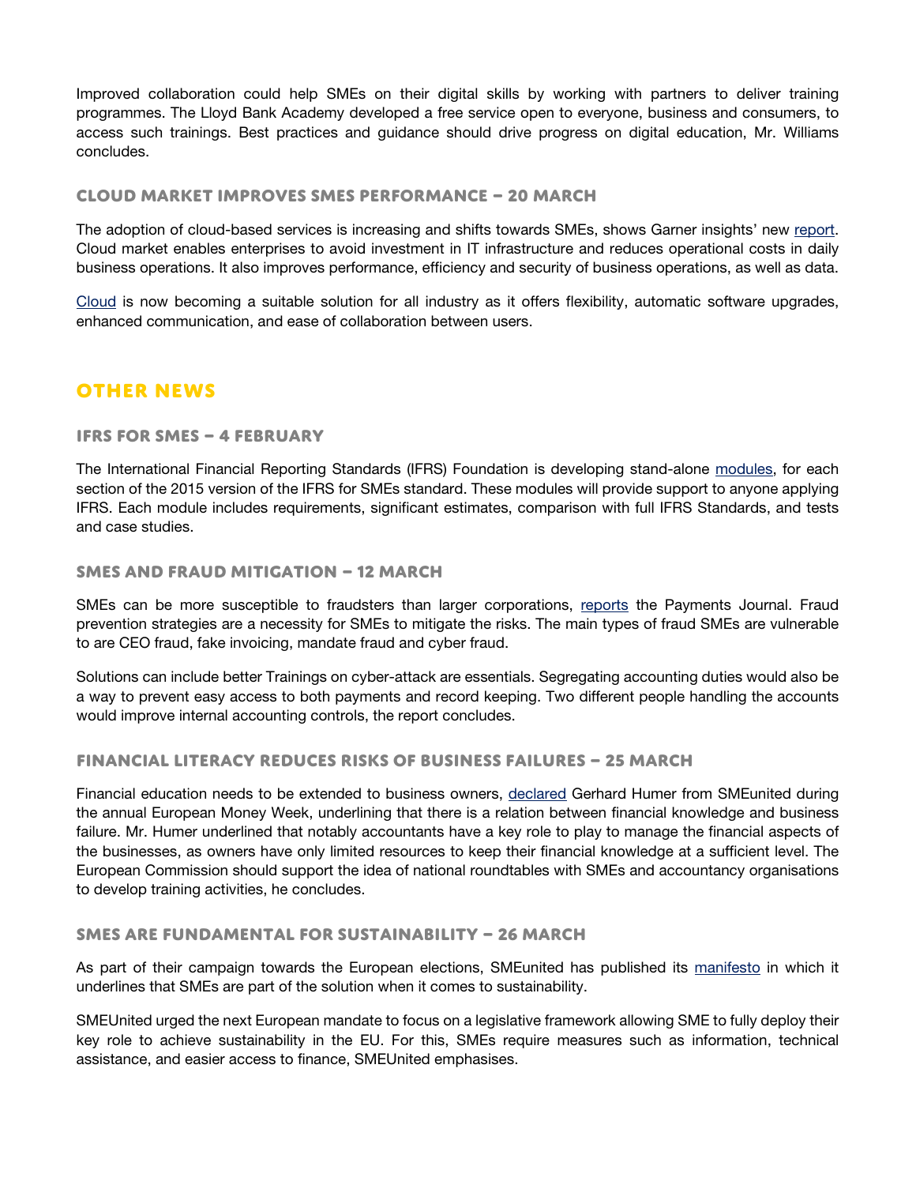Improved collaboration could help SMEs on their digital skills by working with partners to deliver training programmes. The Lloyd Bank Academy developed a free service open to everyone, business and consumers, to access such trainings. Best practices and guidance should drive progress on digital education, Mr. Williams concludes.

### CLOUD MARKET IMPROVES SMES PERFORMANCE – 20 MARCH

The adoption of cloud-based services is increasing and shifts towards SMEs, shows Garner insights' new report. Cloud market enables enterprises to avoid investment in IT infrastructure and reduces operational costs in daily business operations. It also improves performance, efficiency and security of business operations, as well as data.

Cloud is now becoming a suitable solution for all industry as it offers flexibility, automatic software upgrades, enhanced communication, and ease of collaboration between users.

## OTHER NEWS

### IFRS FOR SMES – 4 FEBRUARY

The International Financial Reporting Standards (IFRS) Foundation is developing stand-alone modules, for each section of the 2015 version of the IFRS for SMEs standard. These modules will provide support to anyone applying IFRS. Each module includes requirements, significant estimates, comparison with full IFRS Standards, and tests and case studies.

### SMES AND FRAUD MITIGATION – 12 MARCH

SMEs can be more susceptible to fraudsters than larger corporations, reports the Payments Journal. Fraud prevention strategies are a necessity for SMEs to mitigate the risks. The main types of fraud SMEs are vulnerable to are CEO fraud, fake invoicing, mandate fraud and cyber fraud.

Solutions can include better Trainings on cyber-attack are essentials. Segregating accounting duties would also be a way to prevent easy access to both payments and record keeping. Two different people handling the accounts would improve internal accounting controls, the report concludes.

### FINANCIAL LITERACY REDUCES RISKS OF BUSINESS FAILURES – 25 MARCH

Financial education needs to be extended to business owners, declared Gerhard Humer from SMEunited during the annual European Money Week, underlining that there is a relation between financial knowledge and business failure. Mr. Humer underlined that notably accountants have a key role to play to manage the financial aspects of the businesses, as owners have only limited resources to keep their financial knowledge at a sufficient level. The European Commission should support the idea of national roundtables with SMEs and accountancy organisations to develop training activities, he concludes.

### SMES ARE FUNDAMENTAL FOR SUSTAINABILITY – 26 MARCH

As part of their campaign towards the European elections, SMEunited has published its manifesto in which it underlines that SMEs are part of the solution when it comes to sustainability.

SMEUnited urged the next European mandate to focus on a legislative framework allowing SME to fully deploy their key role to achieve sustainability in the EU. For this, SMEs require measures such as information, technical assistance, and easier access to finance, SMEUnited emphasises.